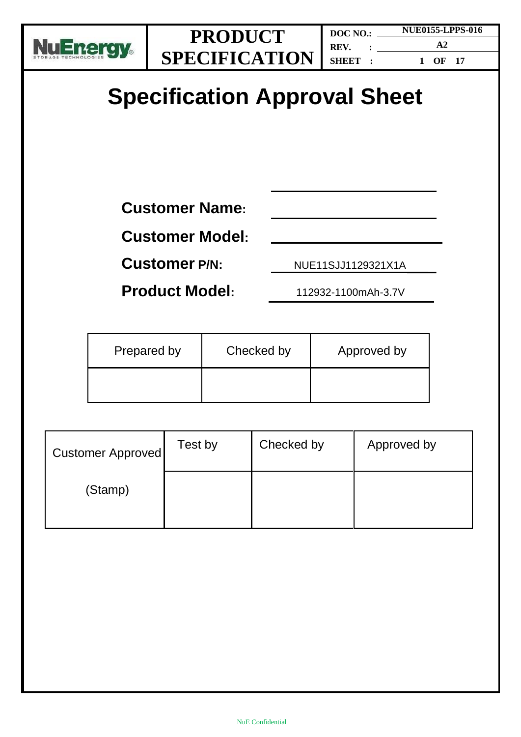# Specification Approval Sheet

**Customer Name:** 

**Customer Model:** 

**Customer P/N:** NUE11SJJ1129321X1A

**Product Model:** 112932-1100mAh-3.7V

| Prepared by | Checked by | Approved by |
| --- | --- | --- |
| | | |

| Customer Approved (Stamp) | Test by | Checked by | Approved by |
| --- | --- | --- | --- |
| | | | |

NuE Confidential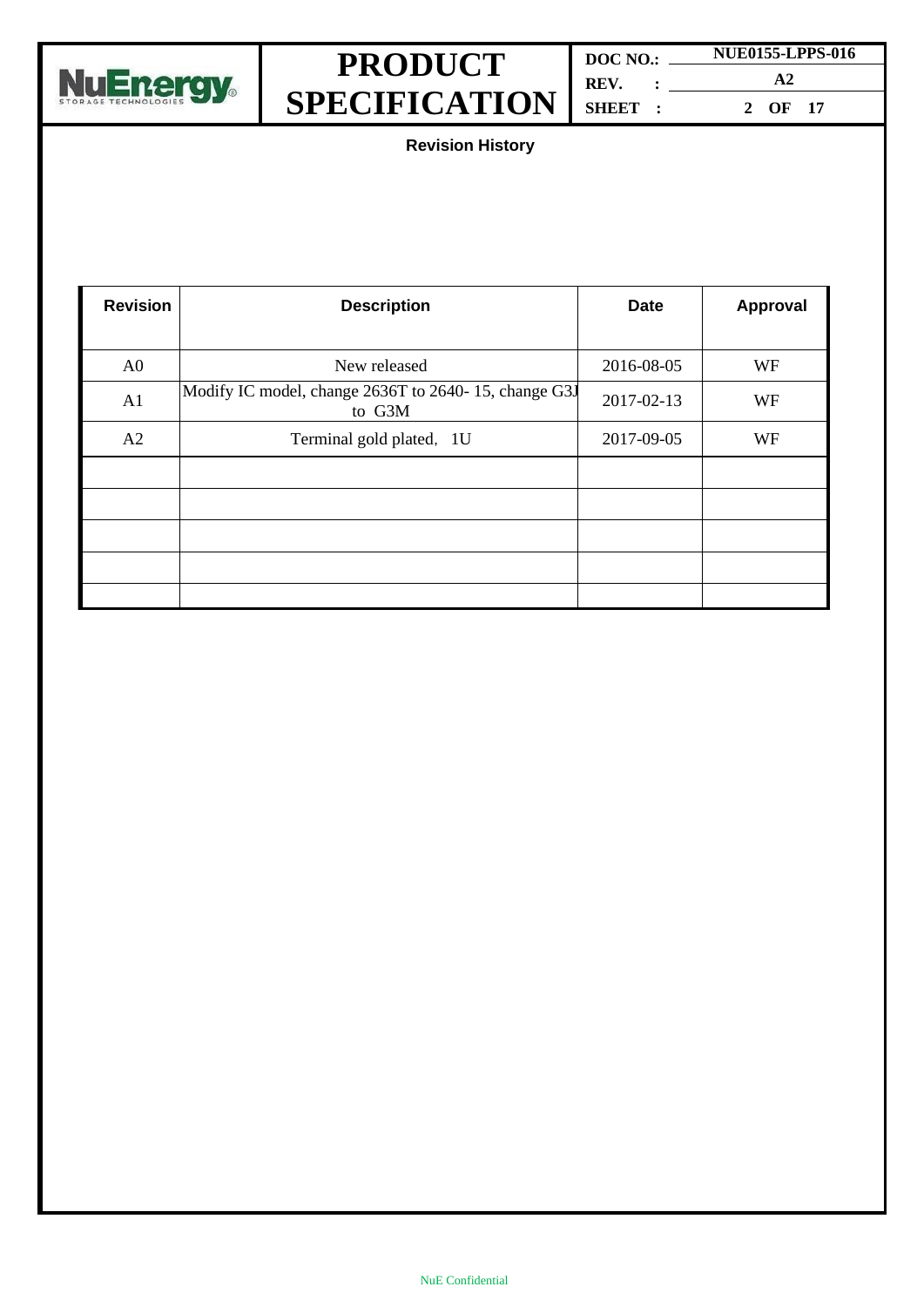## Revision History

| Revision | Description | Date | Approval |
|---|---|---|---|
| A0 | New released | 2016-08-05 | WF |
| A1 | Modify IC model, change 2636T to 2640- 15, change G3J to G3M | 2017-02-13 | WF |
| A2 | Terminal gold plated，1U | 2017-09-05 | WF |
| | | | |
| | | | |
| | | | |
| | | | |
| | | | |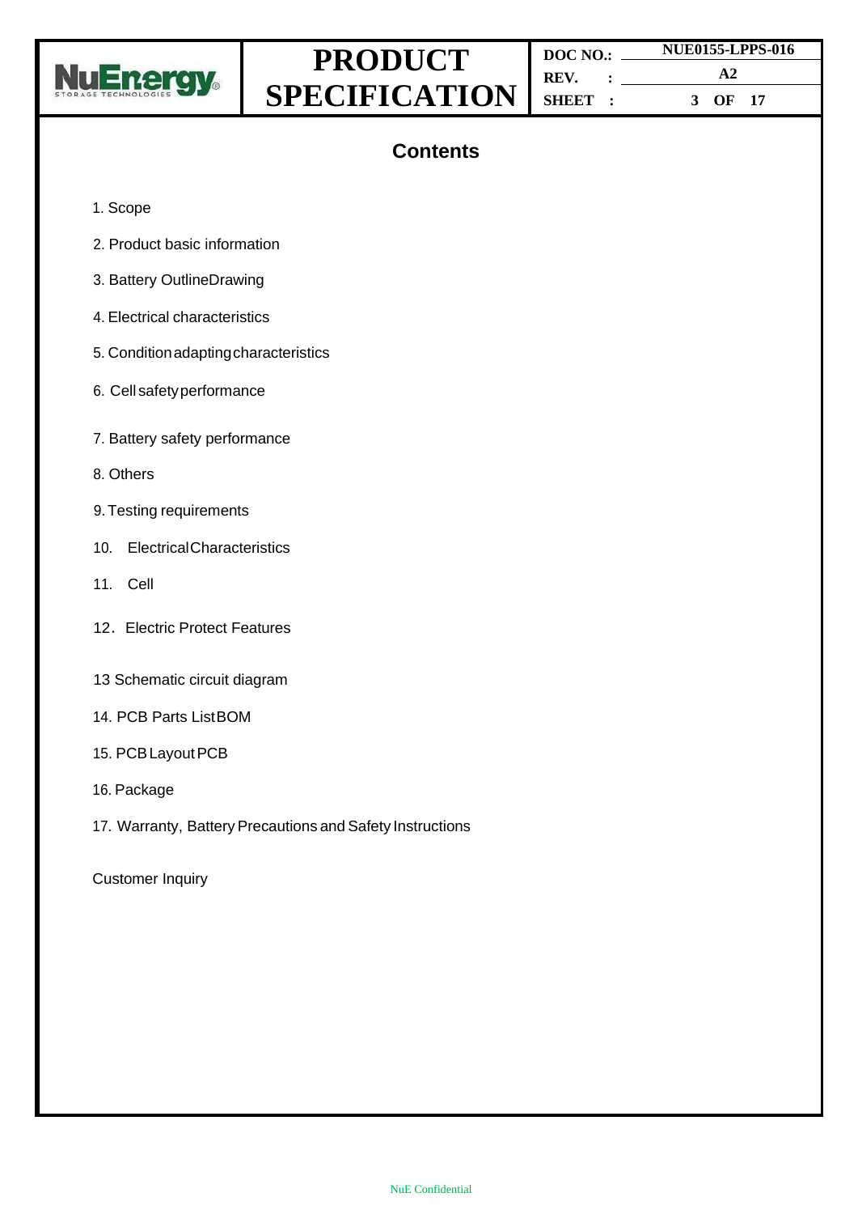# Contents

1. Scope
2. Product basic information
3. Battery OutlineDrawing
4. Electrical characteristics
5. Conditionadaptingcharacteristics
6. Cellsafetyperformance
7. Battery safety performance
8. Others
9. Testing requirements
10. ElectricalCharacteristics
11. Cell
12. Electric Protect Features
13 Schematic circuit diagram
14. PCB Parts ListBOM
15. PCB Layout PCB
16. Package
17. Warranty, Battery Precautions and Safety Instructions

Customer Inquiry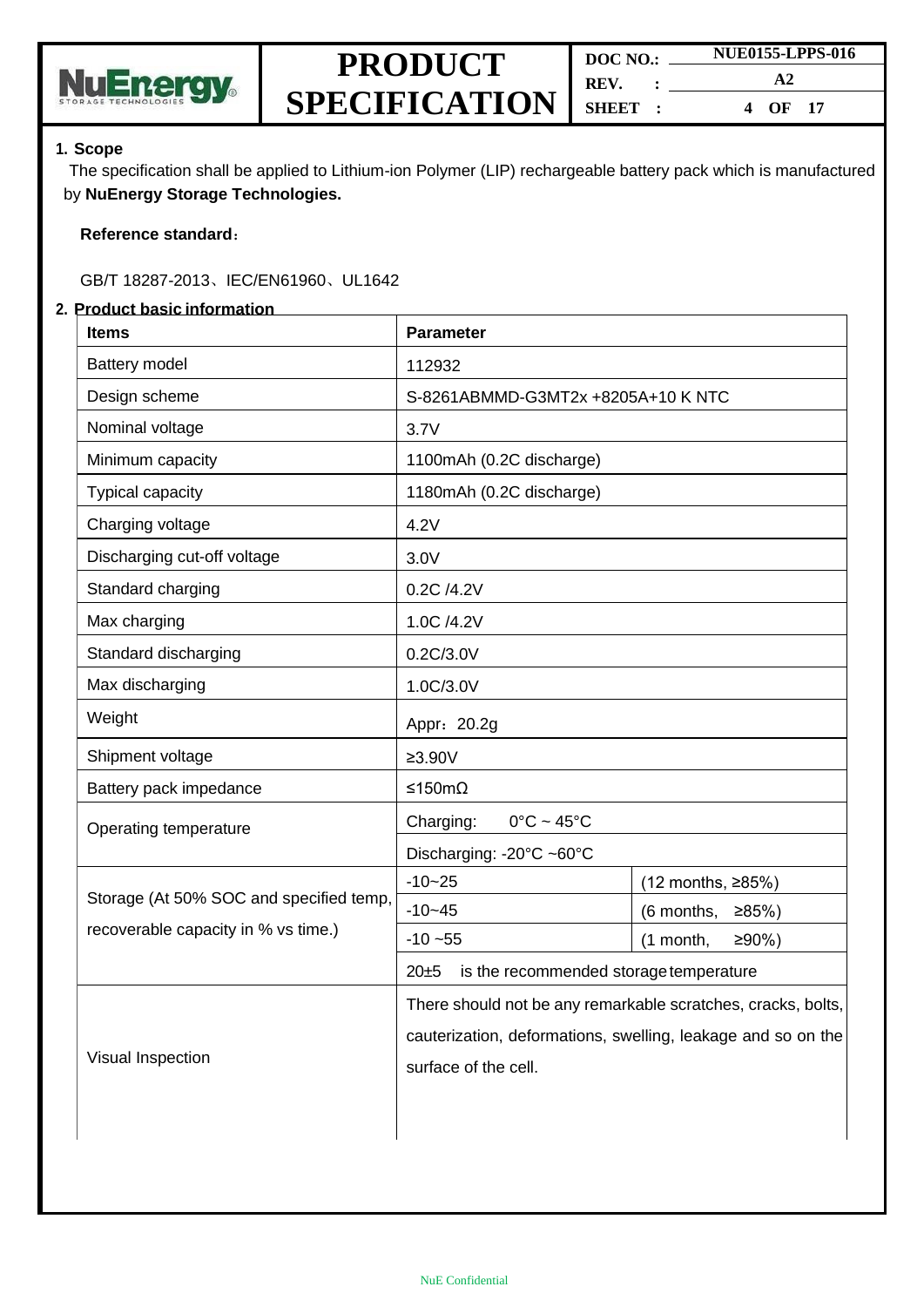## 1. Scope

The specification shall be applied to Lithium-ion Polymer (LIP) rechargeable battery pack which is manufactured by **NuEnergy Storage Technologies.**

**Reference standard**：

GB/T 18287-2013、IEC/EN61960、UL1642

## 2. Product basic information

| Items | Parameter | |
|---|---|---|
| Battery model | 112932 | |
| Design scheme | S-8261ABMMD-G3MT2x +8205A+10 K NTC | |
| Nominal voltage | 3.7V | |
| Minimum capacity | 1100mAh (0.2C discharge) | |
| Typical capacity | 1180mAh (0.2C discharge) | |
| Charging voltage | 4.2V | |
| Discharging cut-off voltage | 3.0V | |
| Standard charging | 0.2C /4.2V | |
| Max charging | 1.0C /4.2V | |
| Standard discharging | 0.2C/3.0V | |
| Max discharging | 1.0C/3.0V | |
| Weight | Appr：20.2g | |
| Shipment voltage | ≥3.90V | |
| Battery pack impedance | ≤150mΩ | |
| Operating temperature | Charging: 0°C ~ 45°C | |
| | Discharging: -20°C ~60°C | |
| Storage (At 50% SOC and specified temp, recoverable capacity in % vs time.) | -10~25 | (12 months, ≥85%) |
| | -10~45 | (6 months, ≥85%) |
| | -10 ~55 | (1 month, ≥90%) |
| | 20±5 is the recommended storage temperature | |
| Visual Inspection | There should not be any remarkable scratches, cracks, bolts, cauterization, deformations, swelling, leakage and so on the surface of the cell. | |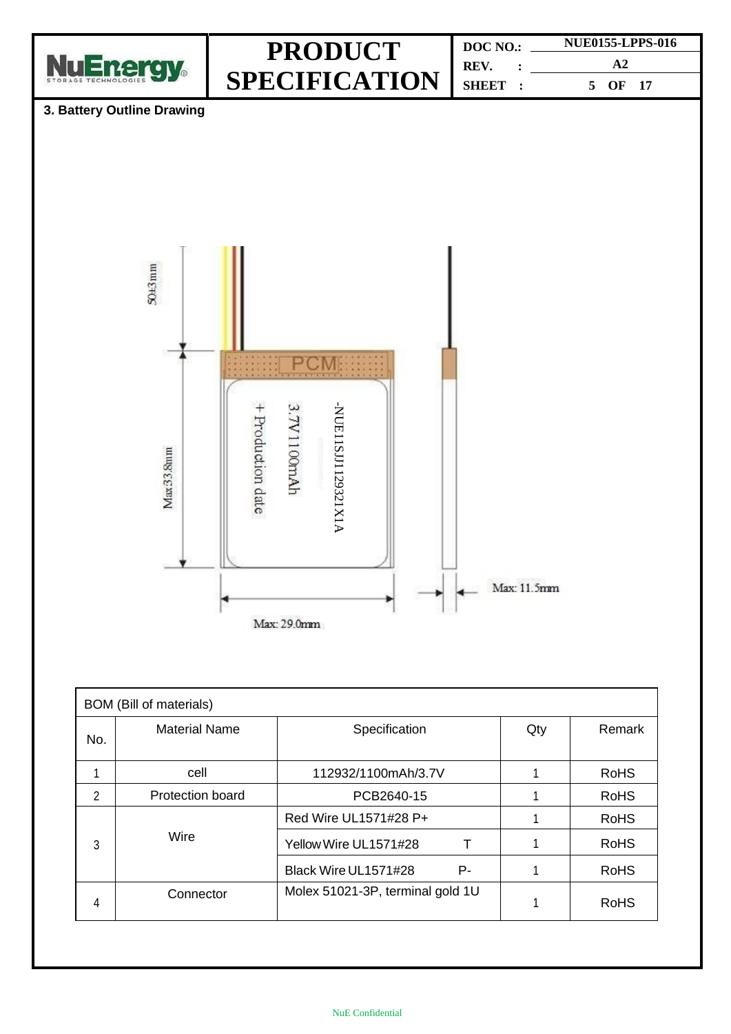## 3. Battery Outline Drawing

50±3mm

PCM

-NUE11SJ1129321X1A

3.7V 1100mAh

+ Production date

Max 33.8mm

Max: 29.0mm

Max: 11.5mm

| BOM (Bill of materials) | | | | |
|---|---|---|---|---|
| No. | Material Name | Specification | Qty | Remark |
| 1 | cell | 112932/1100mAh/3.7V | 1 | RoHS |
| 2 | Protection board | PCB2640-15 | 1 | RoHS |
| 3 | Wire | Red Wire UL1571#28 P+ | 1 | RoHS |
| | | Yellow Wire UL1571#28 T | 1 | RoHS |
| | | Black Wire UL1571#28 P- | 1 | RoHS |
| 4 | Connector | Molex 51021-3P, terminal gold 1U | 1 | RoHS |

NuE Confidential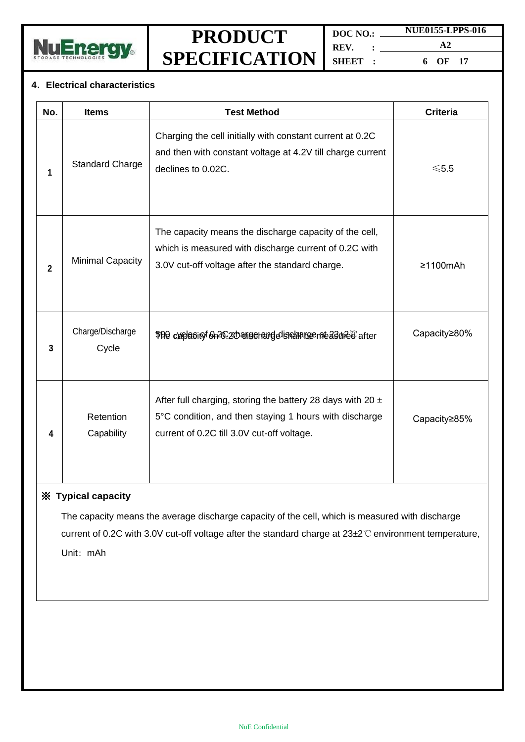## 4. Electrical characteristics

| No. | Items | Test Method | Criteria |
|---|---|---|---|
| 1 | Standard Charge | Charging the cell initially with constant current at 0.2C and then with constant voltage at 4.2V till charge current declines to 0.02C. | ≤5.5 |
| 2 | Minimal Capacity | The capacity means the discharge capacity of the cell, which is measured with discharge current of 0.2C with 3.0V cut-off voltage after the standard charge. | ≥1100mAh |
| 3 | Charge/Discharge Cycle | The capacity on 0.2C discharge shall be measured after 500 cycles of 0.2C charge and discharge at 23±2℃ | Capacity≥80% |
| 4 | Retention Capability | After full charging, storing the battery 28 days with 20 ± 5°C condition, and then staying 1 hours with discharge current of 0.2C till 3.0V cut-off voltage. | Capacity≥85% |

**※ Typical capacity**

The capacity means the average discharge capacity of the cell, which is measured with discharge current of 0.2C with 3.0V cut-off voltage after the standard charge at 23±2℃ environment temperature, Unit：mAh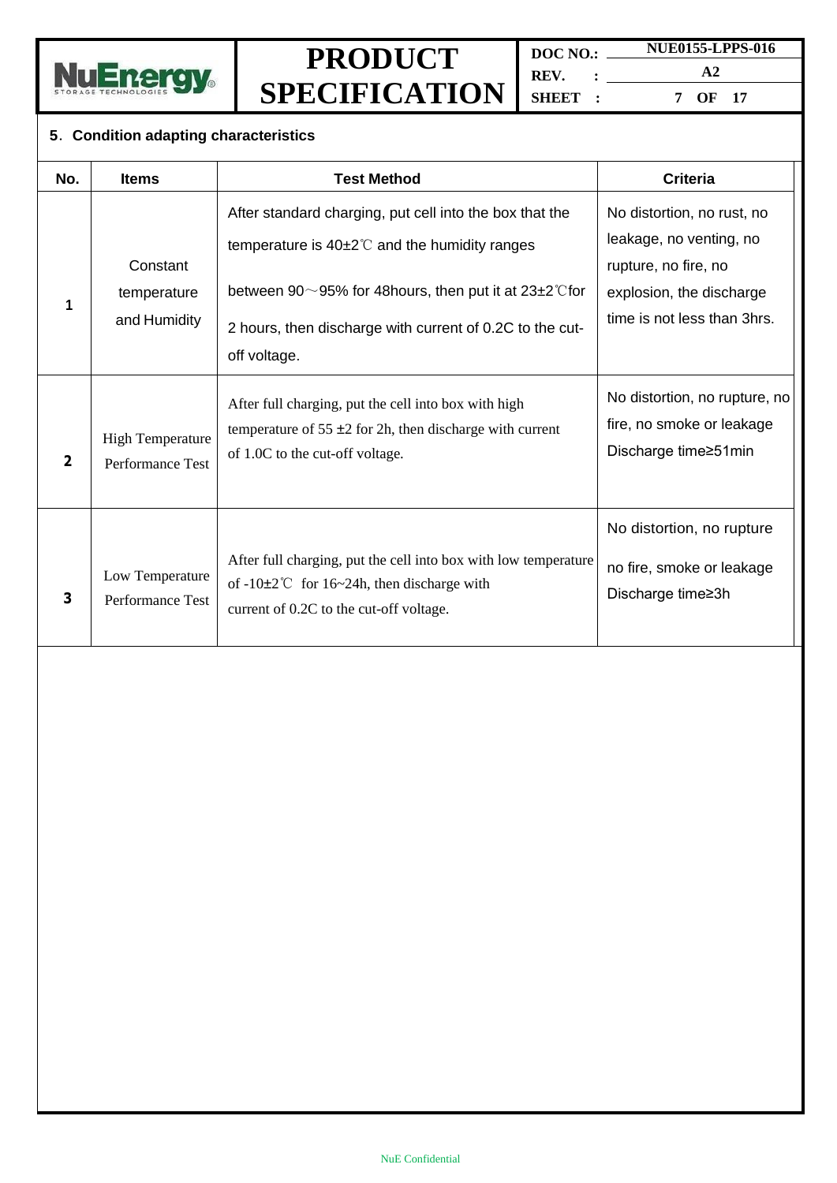## 5. Condition adapting characteristics

| No. | Items | Test Method | Criteria |
|---|---|---|---|
| 1 | Constant temperature and Humidity | After standard charging, put cell into the box that the temperature is 40±2℃ and the humidity ranges between 90～95% for 48hours, then put it at 23±2℃for 2 hours, then discharge with current of 0.2C to the cut-off voltage. | No distortion, no rust, no leakage, no venting, no rupture, no fire, no explosion, the discharge time is not less than 3hrs. |
| 2 | High Temperature Performance Test | After full charging, put the cell into box with high temperature of 55 ±2 for 2h, then discharge with current of 1.0C to the cut-off voltage. | No distortion, no rupture, no fire, no smoke or leakage Discharge time≥51min |
| 3 | Low Temperature Performance Test | After full charging, put the cell into box with low temperature of -10±2℃ for 16~24h, then discharge with current of 0.2C to the cut-off voltage. | No distortion, no rupture no fire, smoke or leakage Discharge time≥3h |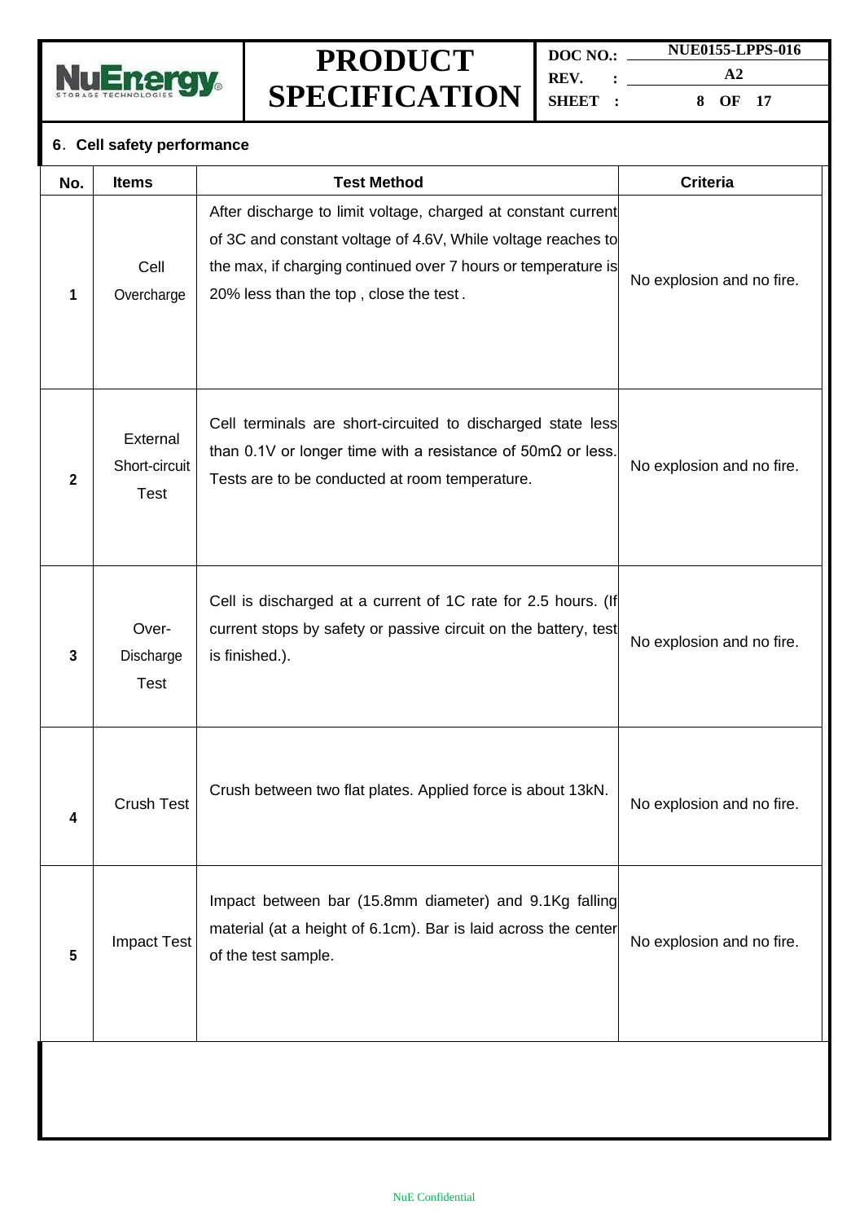## 6. Cell safety performance

| No. | Items | Test Method | Criteria |
|---|---|---|---|
| 1 | Cell Overcharge | After discharge to limit voltage, charged at constant current of 3C and constant voltage of 4.6V, While voltage reaches to the max, if charging continued over 7 hours or temperature is 20% less than the top , close the test . | No explosion and no fire. |
| 2 | External Short-circuit Test | Cell terminals are short-circuited to discharged state less than 0.1V or longer time with a resistance of 50mΩ or less. Tests are to be conducted at room temperature. | No explosion and no fire. |
| 3 | Over-Discharge Test | Cell is discharged at a current of 1C rate for 2.5 hours. (If current stops by safety or passive circuit on the battery, test is finished.). | No explosion and no fire. |
| 4 | Crush Test | Crush between two flat plates. Applied force is about 13kN. | No explosion and no fire. |
| 5 | Impact Test | Impact between bar (15.8mm diameter) and 9.1Kg falling material (at a height of 6.1cm). Bar is laid across the center of the test sample. | No explosion and no fire. |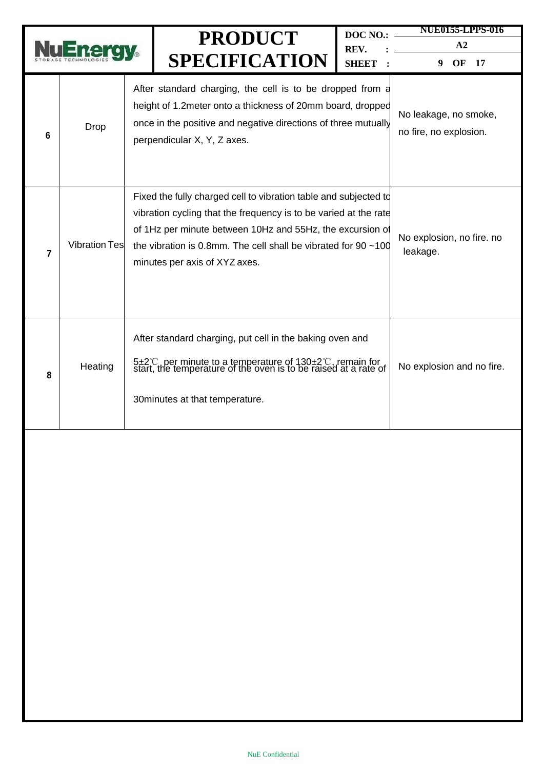| 6 | Drop | After standard charging, the cell is to be dropped from a height of 1.2meter onto a thickness of 20mm board, dropped once in the positive and negative directions of three mutually perpendicular X, Y, Z axes. | No leakage, no smoke, no fire, no explosion. |
|---|---|---|---|
| 7 | Vibration Tes | Fixed the fully charged cell to vibration table and subjected to vibration cycling that the frequency is to be varied at the rate of 1Hz per minute between 10Hz and 55Hz, the excursion of the vibration is 0.8mm. The cell shall be vibrated for 90 ~100 minutes per axis of XYZ axes. | No explosion, no fire. no leakage. |
| 8 | Heating | After standard charging, put cell in the baking oven and start, the temperature of the oven is to be raised at a rate of 5±2℃ per minute to a temperature of 130±2℃, remain for 30minutes at that temperature. | No explosion and no fire. |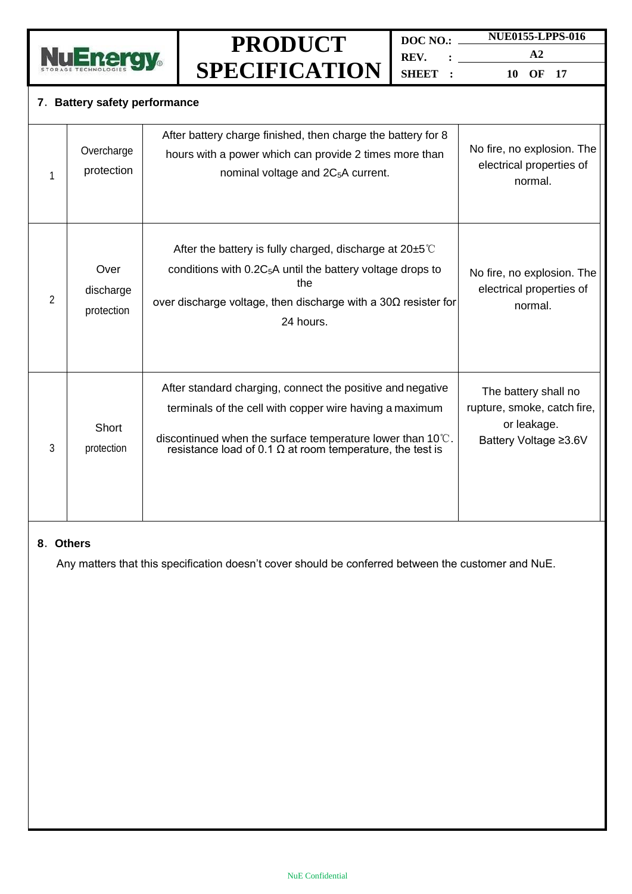## 7. Battery safety performance

| | | | |
|---|---|---|---|
| 1 | Overcharge protection | After battery charge finished, then charge the battery for 8 hours with a power which can provide 2 times more than nominal voltage and $2C_5A$ current. | No fire, no explosion. The electrical properties of normal. |
| 2 | Over discharge protection | After the battery is fully charged, discharge at 20±5℃ conditions with $0.2C_5A$ until the battery voltage drops to the over discharge voltage, then discharge with a 30Ω resister for 24 hours. | No fire, no explosion. The electrical properties of normal. |
| 3 | Short protection | After standard charging, connect the positive and negative terminals of the cell with copper wire having a maximum resistance load of 0.1 Ω at room temperature, the test is discontinued when the surface temperature lower than 10℃. | The battery shall no rupture, smoke, catch fire, or leakage. Battery Voltage ≥3.6V |

## 8. Others

Any matters that this specification doesn't cover should be conferred between the customer and NuE.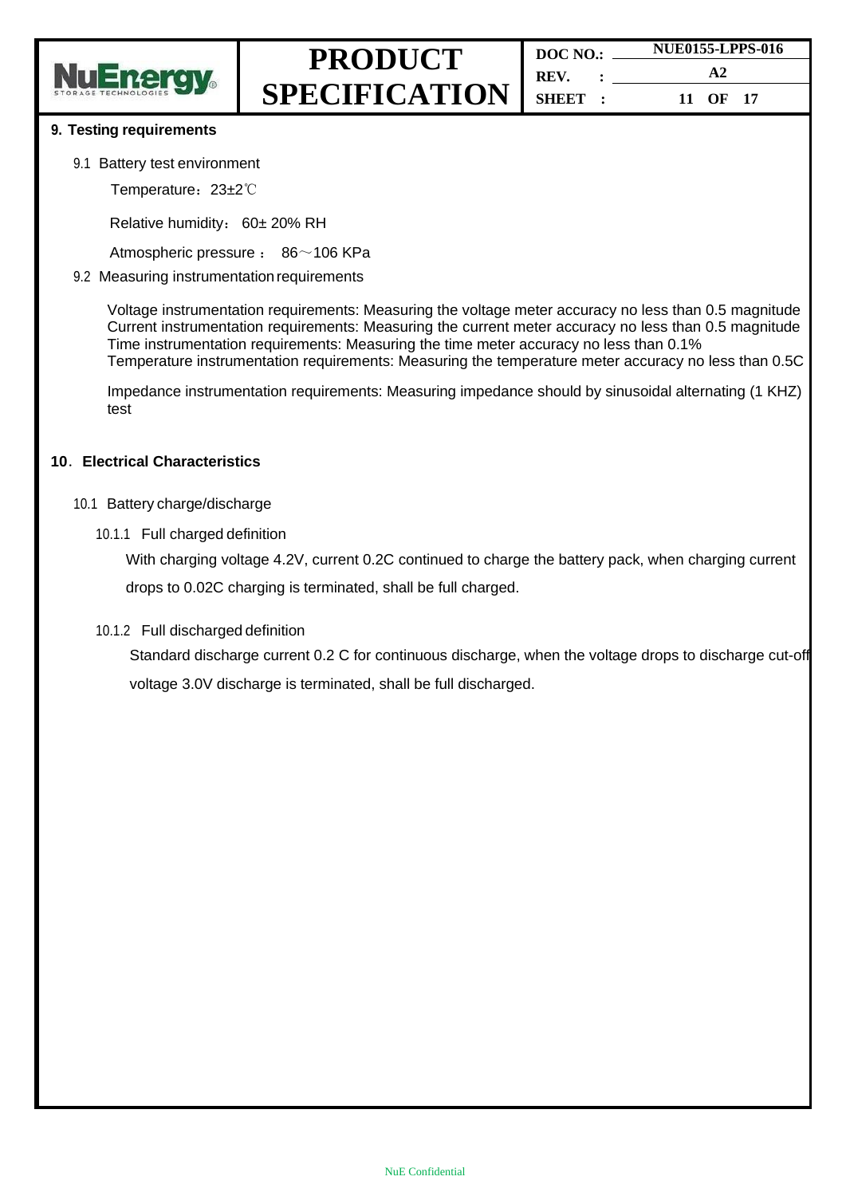## 9. Testing requirements

9.1 Battery test environment

Temperature：23±2℃

Relative humidity： 60± 20% RH

Atmospheric pressure ： 86～106 KPa

9.2 Measuring instrumentation requirements

Voltage instrumentation requirements: Measuring the voltage meter accuracy no less than 0.5 magnitude
Current instrumentation requirements: Measuring the current meter accuracy no less than 0.5 magnitude
Time instrumentation requirements: Measuring the time meter accuracy no less than 0.1%
Temperature instrumentation requirements: Measuring the temperature meter accuracy no less than 0.5C

Impedance instrumentation requirements: Measuring impedance should by sinusoidal alternating (1 KHZ) test

## 10. Electrical Characteristics

10.1 Battery charge/discharge

10.1.1 Full charged definition

With charging voltage 4.2V, current 0.2C continued to charge the battery pack, when charging current drops to 0.02C charging is terminated, shall be full charged.

10.1.2 Full discharged definition

Standard discharge current 0.2 C for continuous discharge, when the voltage drops to discharge cut-off voltage 3.0V discharge is terminated, shall be full discharged.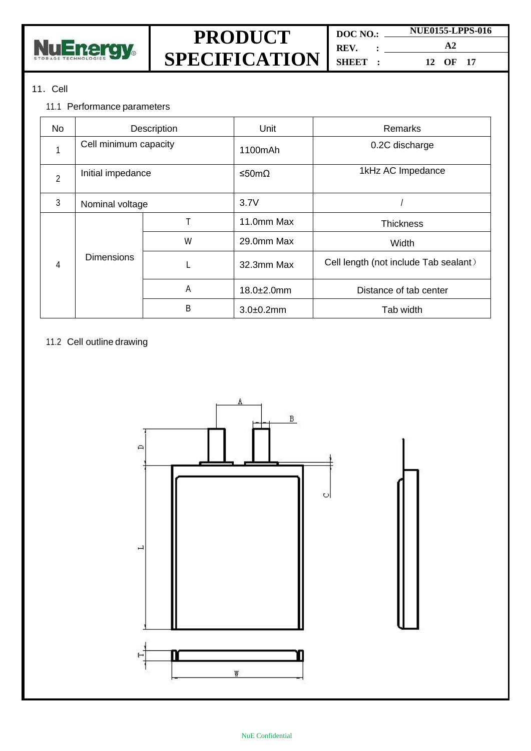## 11. Cell

### 11.1 Performance parameters

| No | Description | | Unit | Remarks |
|---|---|---|---|---|
| 1 | Cell minimum capacity | | 1100mAh | 0.2C discharge |
| 2 | Initial impedance | | ≤50mΩ | 1kHz AC Impedance |
| 3 | Nominal voltage | | 3.7V | / |
| 4 | Dimensions | T | 11.0mm Max | Thickness |
| | | W | 29.0mm Max | Width |
| | | L | 32.3mm Max | Cell length (not include Tab sealant） |
| | | A | 18.0±2.0mm | Distance of tab center |
| | | B | 3.0±0.2mm | Tab width |

### 11.2 Cell outline drawing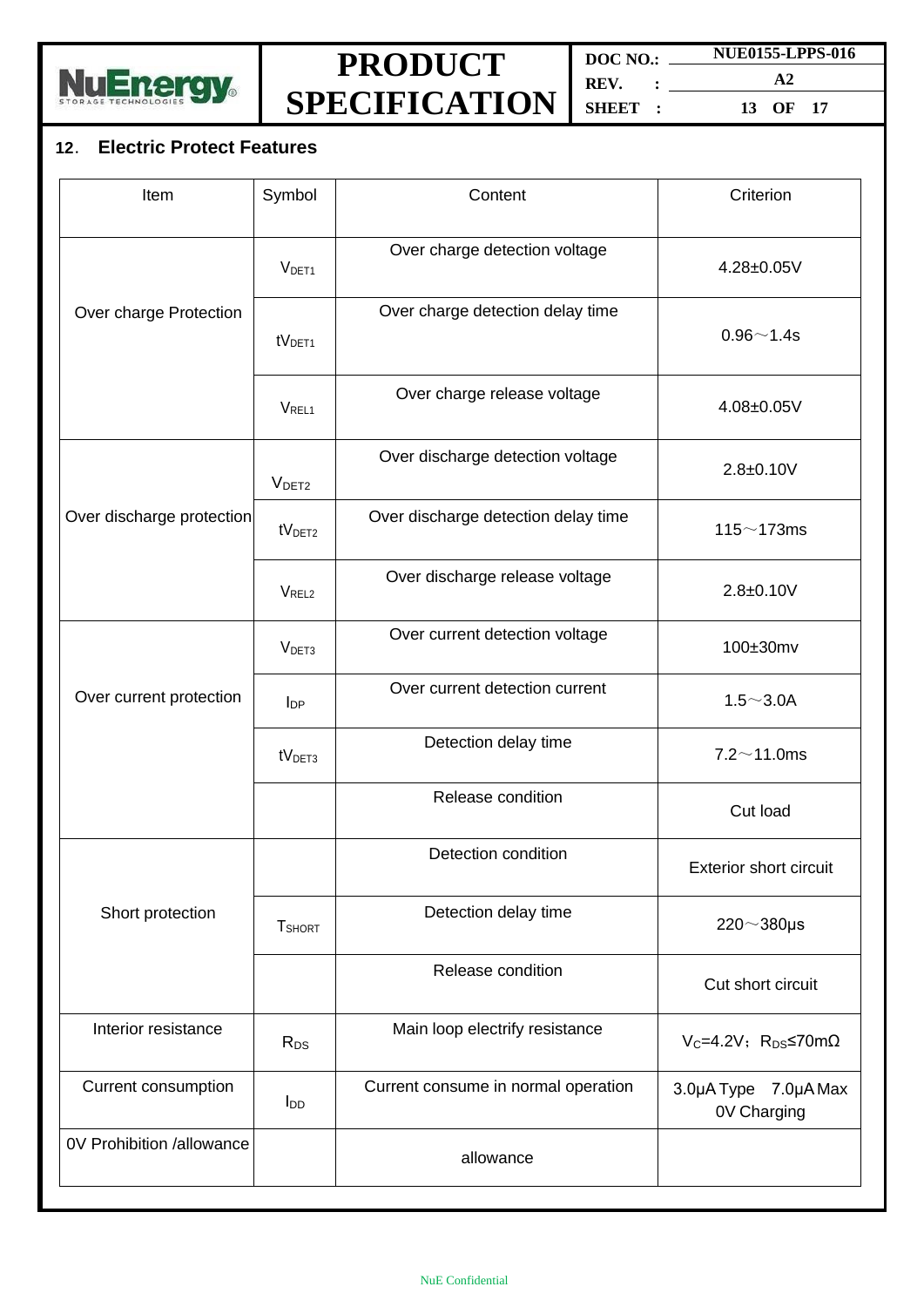## 12. Electric Protect Features

| Item | Symbol | Content | Criterion |
|---|---|---|---|
| Over charge Protection | $V_{DET1}$ | Over charge detection voltage | 4.28±0.05V |
| | $tV_{DET1}$ | Over charge detection delay time | 0.96～1.4s |
| | $V_{REL1}$ | Over charge release voltage | 4.08±0.05V |
| Over discharge protection | $V_{DET2}$ | Over discharge detection voltage | 2.8±0.10V |
| | $tV_{DET2}$ | Over discharge detection delay time | 115～173ms |
| | $V_{REL2}$ | Over discharge release voltage | 2.8±0.10V |
| Over current protection | $V_{DET3}$ | Over current detection voltage | 100±30mv |
| | $I_{DP}$ | Over current detection current | 1.5～3.0A |
| | $tV_{DET3}$ | Detection delay time | 7.2～11.0ms |
| | | Release condition | Cut load |
| Short protection | | Detection condition | Exterior short circuit |
| | $T_{SHORT}$ | Detection delay time | 220～380μs |
| | | Release condition | Cut short circuit |
| Interior resistance | $R_{DS}$ | Main loop electrify resistance | $V_C$=4.2V；$R_{DS}$≤70mΩ |
| Current consumption | $I_{DD}$ | Current consume in normal operation | 3.0μA Type 7.0μA Max 0V Charging |
| 0V Prohibition /allowance | | allowance | |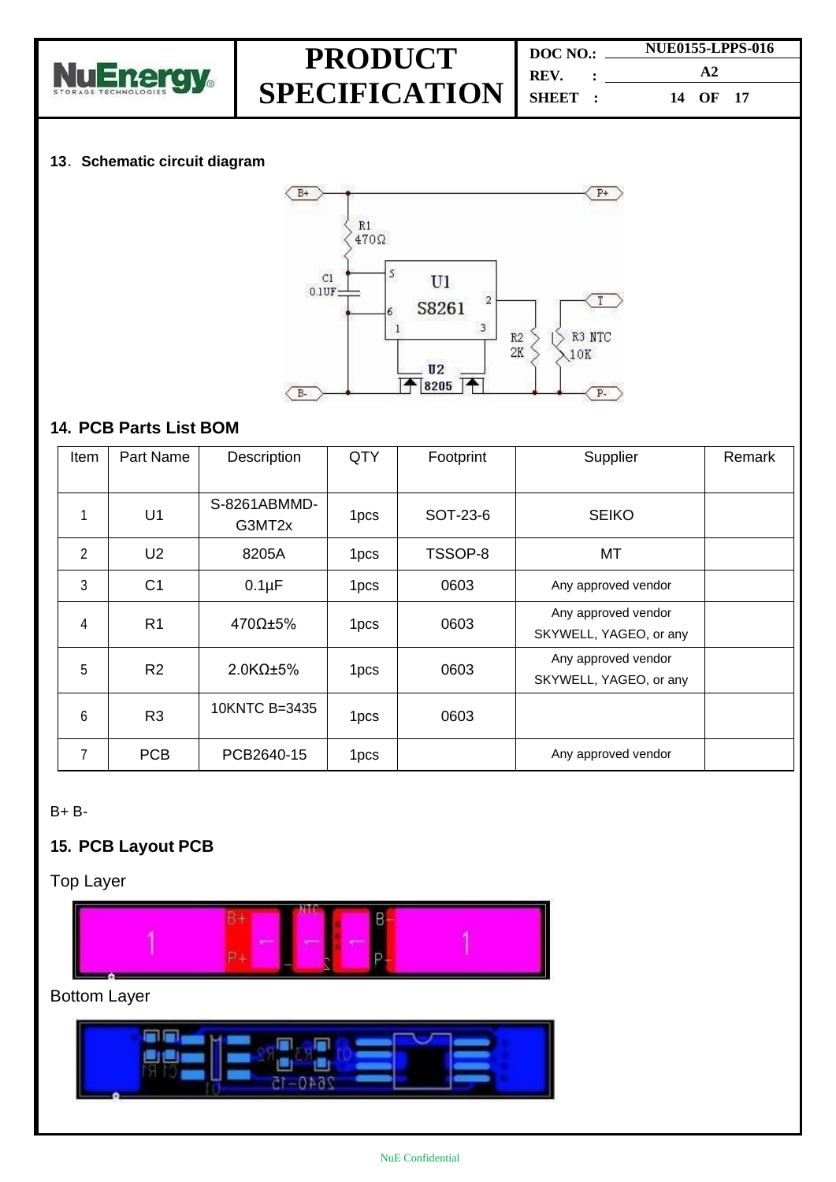## 13. Schematic circuit diagram

B+ P+ R1 470Ω C1 0.1UF U1 S8261 5 6 1 2 3 T R2 2K R3 NTC 10K U2 8205 B- P-

## 14. PCB Parts List BOM

| Item | Part Name | Description | QTY | Footprint | Supplier | Remark |
|---|---|---|---|---|---|---|
| 1 | U1 | S-8261ABMMD-G3MT2x | 1pcs | SOT-23-6 | SEIKO | |
| 2 | U2 | 8205A | 1pcs | TSSOP-8 | MT | |
| 3 | C1 | 0.1µF | 1pcs | 0603 | Any approved vendor | |
| 4 | R1 | 470Ω±5% | 1pcs | 0603 | Any approved vendor SKYWELL, YAGEO, or any | |
| 5 | R2 | 2.0KΩ±5% | 1pcs | 0603 | Any approved vendor SKYWELL, YAGEO, or any | |
| 6 | R3 | 10KNTC B=3435 | 1pcs | 0603 | | |
| 7 | PCB | PCB2640-15 | 1pcs | | Any approved vendor | |

B+ B-

## 15. PCB Layout PCB

Top Layer

Bottom Layer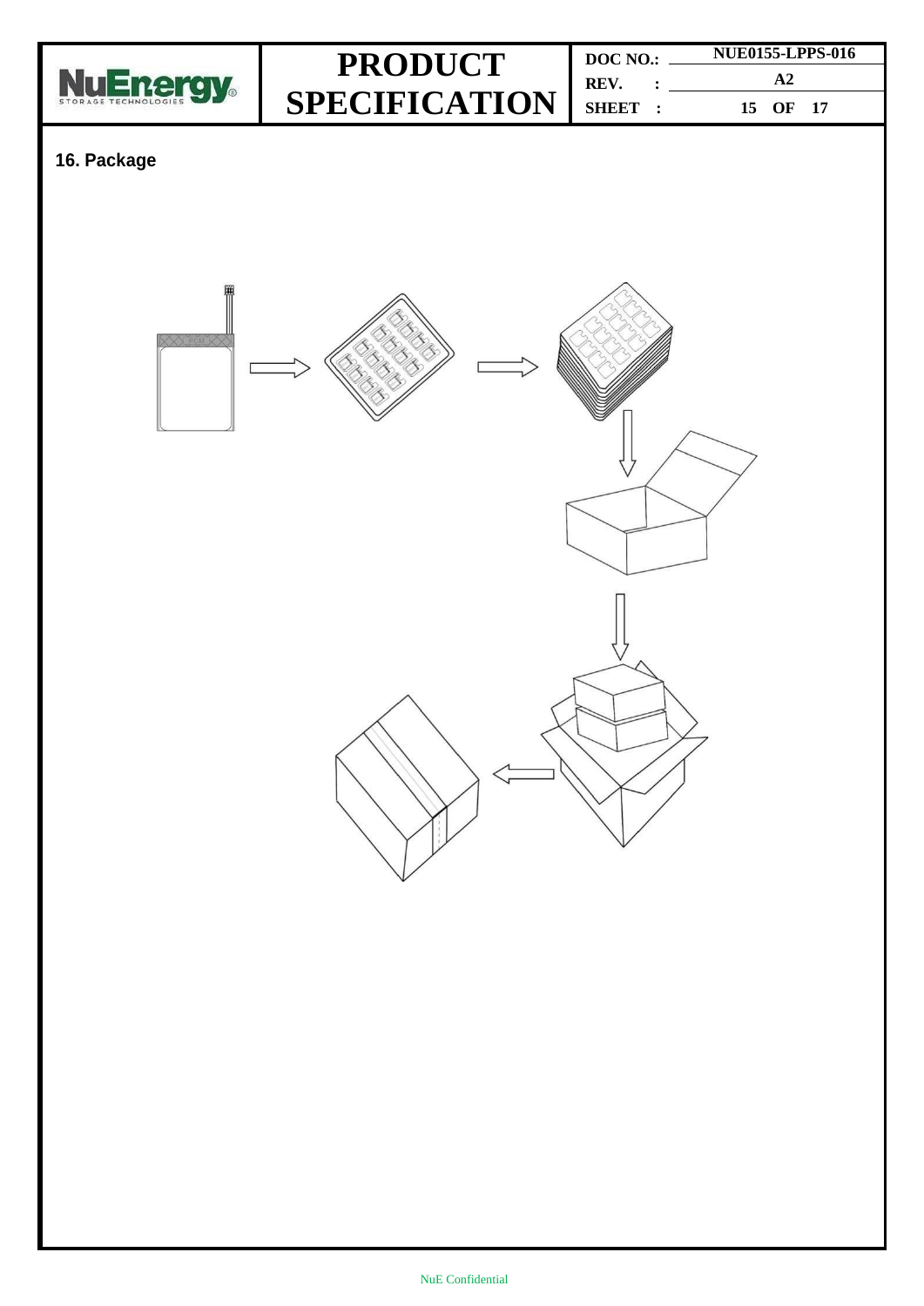## 16. Package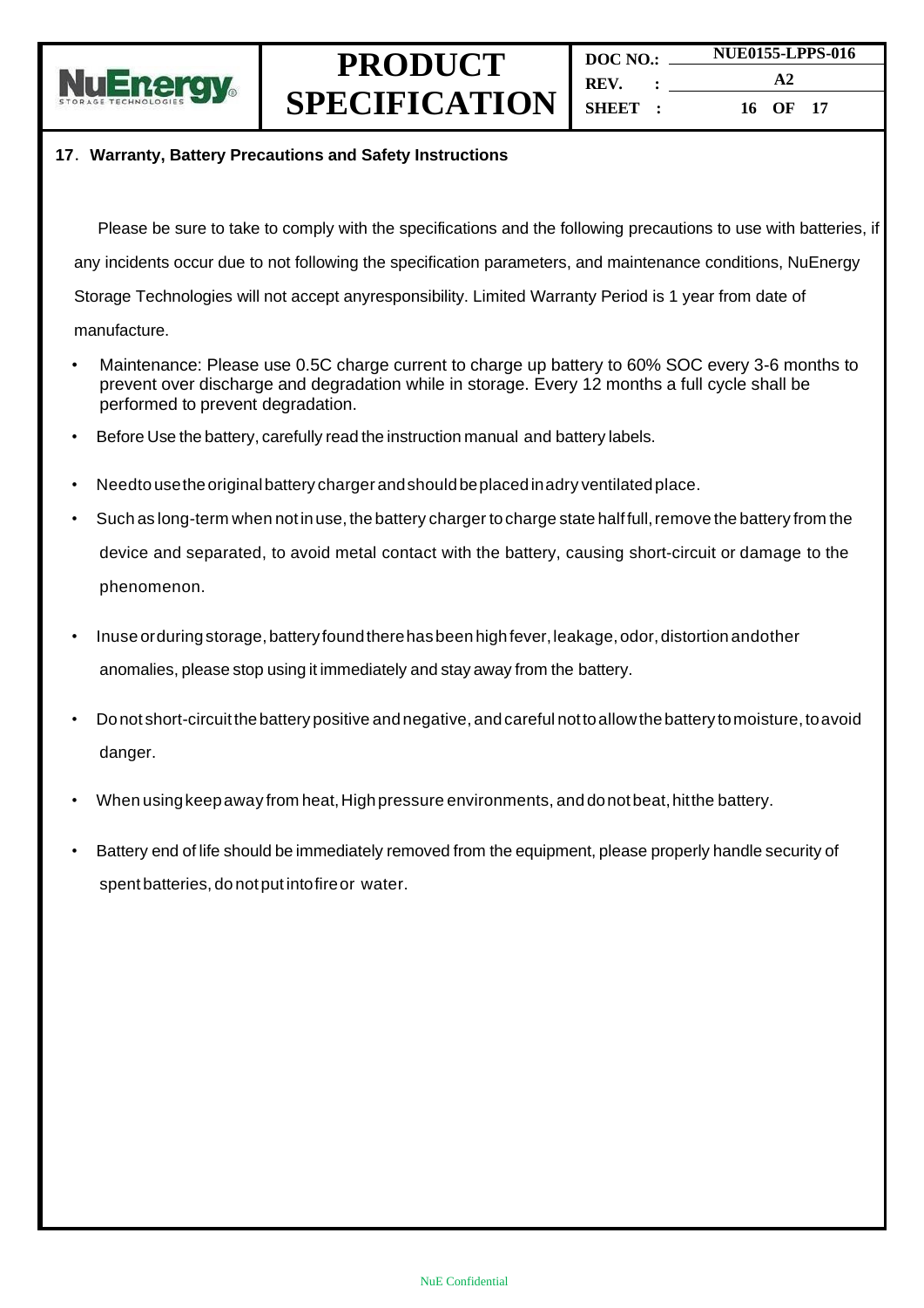## 17. Warranty, Battery Precautions and Safety Instructions

Please be sure to take to comply with the specifications and the following precautions to use with batteries, if any incidents occur due to not following the specification parameters, and maintenance conditions, NuEnergy Storage Technologies will not accept anyresponsibility. Limited Warranty Period is 1 year from date of manufacture.

- Maintenance: Please use 0.5C charge current to charge up battery to 60% SOC every 3-6 months to prevent over discharge and degradation while in storage. Every 12 months a full cycle shall be performed to prevent degradation.
- Before Use the battery, carefully read the instruction manual and battery labels.
- Needto usethe original battery charger and should beplaced inadry ventilated place.
- Such as long-term when not in use, the battery charger to charge state half full, remove the battery from the device and separated, to avoid metal contact with the battery, causing short-circuit or damage to the phenomenon.
- Inuse orduring storage, battery found there has been high fever, leakage, odor, distortion andother anomalies, please stop using it immediately and stay away from the battery.
- Do not short-circuit the battery positive and negative, and careful not to allow the battery to moisture, to avoid danger.
- When using keep away from heat, High pressure environments, and do not beat, hit the battery.
- Battery end of life should be immediately removed from the equipment, please properly handle security of spent batteries, do not put into fire or water.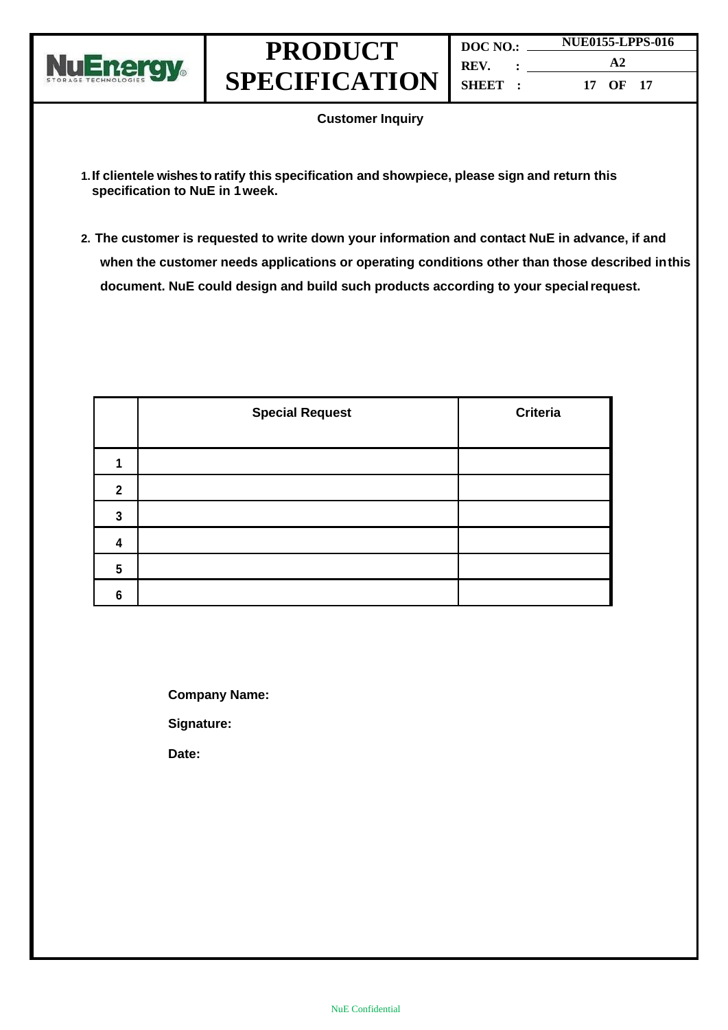## Customer Inquiry

1. **If clientele wishes to ratify this specification and showpiece, please sign and return this specification to NuE in 1 week.**

2. **The customer is requested to write down your information and contact NuE in advance, if and when the customer needs applications or operating conditions other than those described in this document. NuE could design and build such products according to your special request.**

| | Special Request | Criteria |
|---|---|---|
| 1 | | |
| 2 | | |
| 3 | | |
| 4 | | |
| 5 | | |
| 6 | | |

**Company Name:**

**Signature:**

**Date:**

NuE Confidential